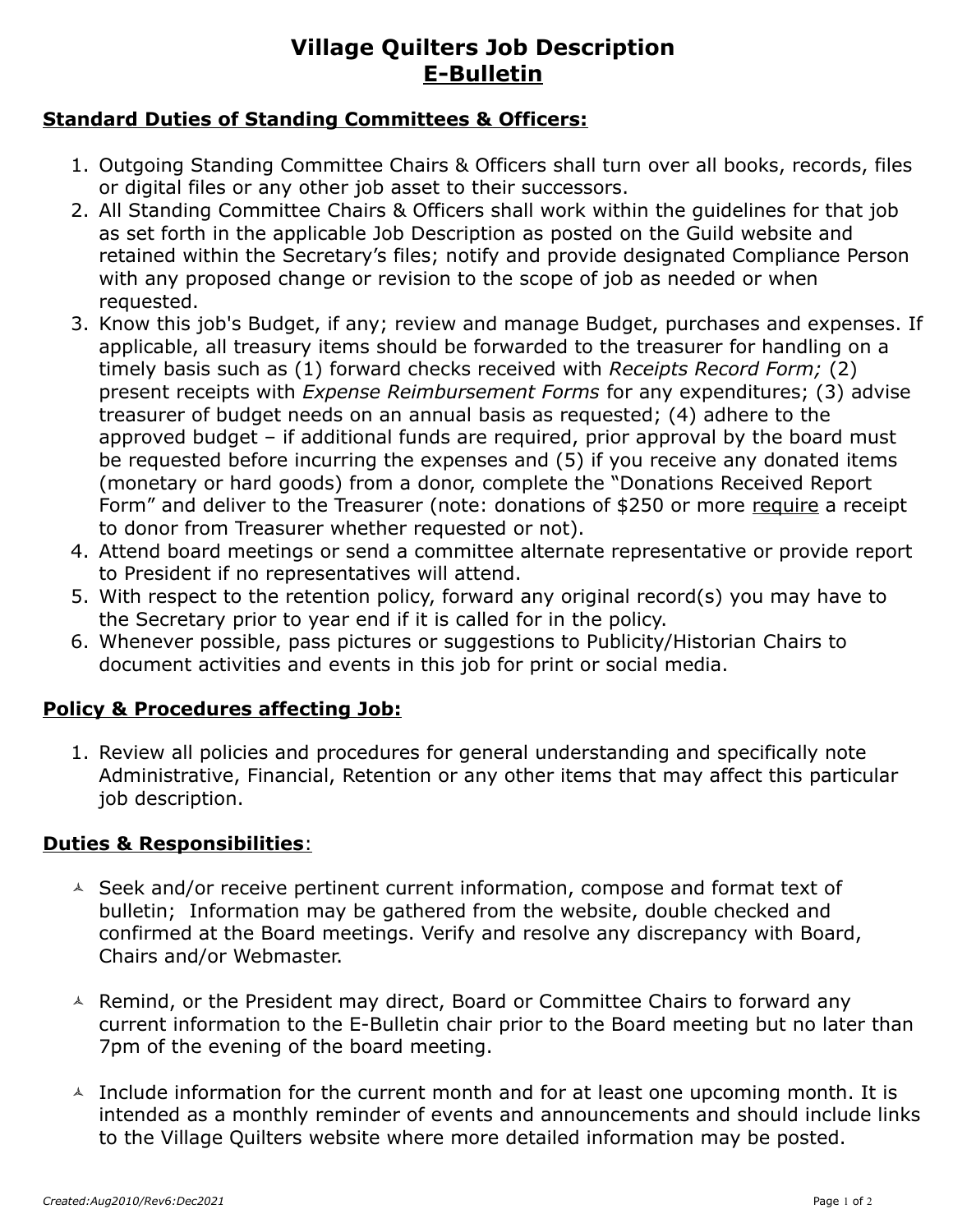# Village Quilters Job Description
## E-Bulletin

### Standard Duties of Standing Committees & Officers:

1. Outgoing Standing Committee Chairs & Officers shall turn over all books, records, files or digital files or any other job asset to their successors.
2. All Standing Committee Chairs & Officers shall work within the guidelines for that job as set forth in the applicable Job Description as posted on the Guild website and retained within the Secretary's files; notify and provide designated Compliance Person with any proposed change or revision to the scope of job as needed or when requested.
3. Know this job's Budget, if any; review and manage Budget, purchases and expenses. If applicable, all treasury items should be forwarded to the treasurer for handling on a timely basis such as (1) forward checks received with *Receipts Record Form;* (2) present receipts with *Expense Reimbursement Forms* for any expenditures; (3) advise treasurer of budget needs on an annual basis as requested; (4) adhere to the approved budget – if additional funds are required, prior approval by the board must be requested before incurring the expenses and (5) if you receive any donated items (monetary or hard goods) from a donor, complete the "Donations Received Report Form" and deliver to the Treasurer (note: donations of $250 or more require a receipt to donor from Treasurer whether requested or not).
4. Attend board meetings or send a committee alternate representative or provide report to President if no representatives will attend.
5. With respect to the retention policy, forward any original record(s) you may have to the Secretary prior to year end if it is called for in the policy.
6. Whenever possible, pass pictures or suggestions to Publicity/Historian Chairs to document activities and events in this job for print or social media.

### Policy & Procedures affecting Job:

1. Review all policies and procedures for general understanding and specifically note Administrative, Financial, Retention or any other items that may affect this particular job description.

### Duties & Responsibilities:

- Seek and/or receive pertinent current information, compose and format text of bulletin; Information may be gathered from the website, double checked and confirmed at the Board meetings. Verify and resolve any discrepancy with Board, Chairs and/or Webmaster.

- Remind, or the President may direct, Board or Committee Chairs to forward any current information to the E-Bulletin chair prior to the Board meeting but no later than 7pm of the evening of the board meeting.

- Include information for the current month and for at least one upcoming month. It is intended as a monthly reminder of events and announcements and should include links to the Village Quilters website where more detailed information may be posted.

*Created:Aug2010/Rev6:Dec2021*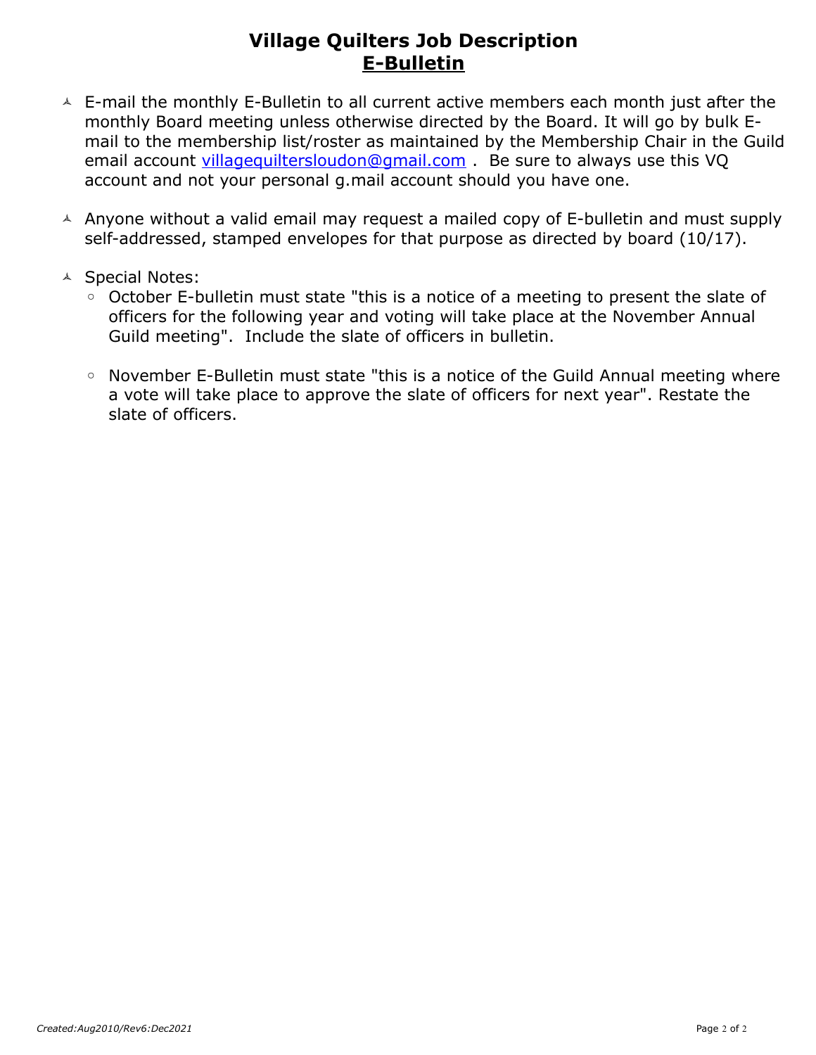# Village Quilters Job Description
## E-Bulletin

- E-mail the monthly E-Bulletin to all current active members each month just after the monthly Board meeting unless otherwise directed by the Board. It will go by bulk E-mail to the membership list/roster as maintained by the Membership Chair in the Guild email account villagequiltersloudon@gmail.com . Be sure to always use this VQ account and not your personal g.mail account should you have one.

- Anyone without a valid email may request a mailed copy of E-bulletin and must supply self-addressed, stamped envelopes for that purpose as directed by board (10/17).

- Special Notes:
  - October E-bulletin must state "this is a notice of a meeting to present the slate of officers for the following year and voting will take place at the November Annual Guild meeting". Include the slate of officers in bulletin.

  - November E-Bulletin must state "this is a notice of the Guild Annual meeting where a vote will take place to approve the slate of officers for next year". Restate the slate of officers.

*Created:Aug2010/Rev6:Dec2021*